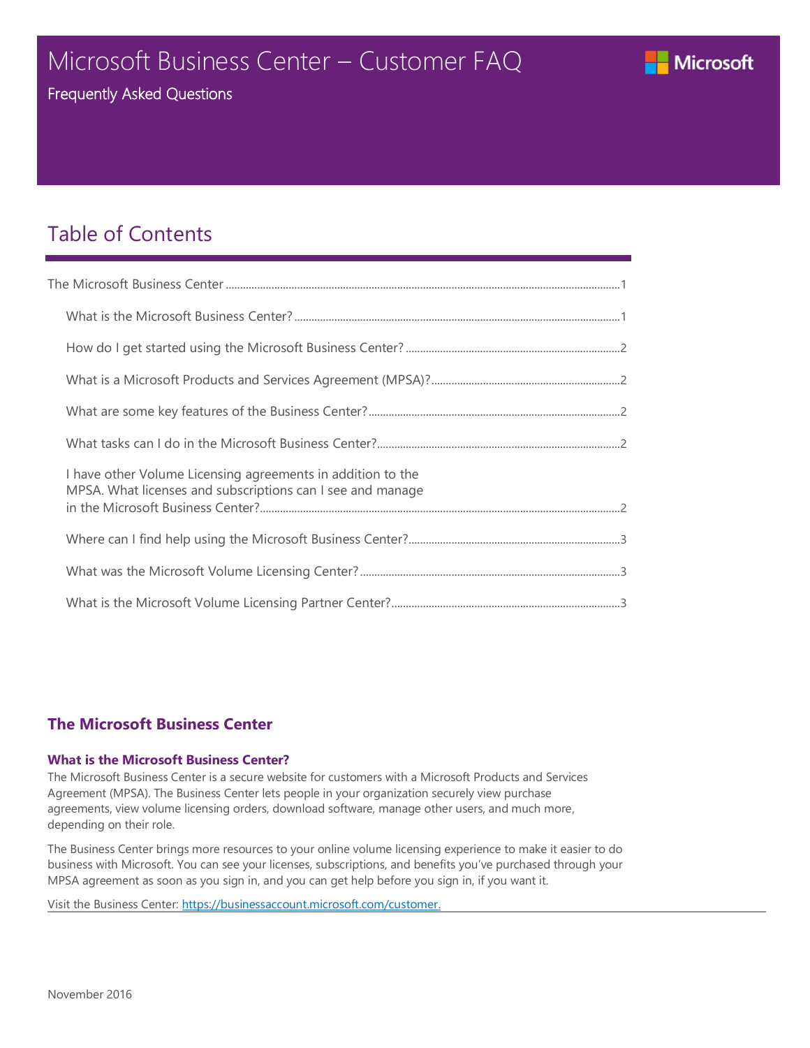# Microsoft Business Center – Customer FAQ

Frequently Asked Questions

## Table of Contents

The Microsoft Business Center ........................................ 1

- What is the Microsoft Business Center? ........................................ 1
- How do I get started using the Microsoft Business Center? ........................................ 2
- What is a Microsoft Products and Services Agreement (MPSA)? ........................................ 2
- What are some key features of the Business Center? ........................................ 2
- What tasks can I do in the Microsoft Business Center? ........................................ 2
- I have other Volume Licensing agreements in addition to the MPSA. What licenses and subscriptions can I see and manage in the Microsoft Business Center? ........................................ 2
- Where can I find help using the Microsoft Business Center? ........................................ 3
- What was the Microsoft Volume Licensing Center? ........................................ 3
- What is the Microsoft Volume Licensing Partner Center? ........................................ 3

## The Microsoft Business Center

### What is the Microsoft Business Center?

The Microsoft Business Center is a secure website for customers with a Microsoft Products and Services Agreement (MPSA). The Business Center lets people in your organization securely view purchase agreements, view volume licensing orders, download software, manage other users, and much more, depending on their role.

The Business Center brings more resources to your online volume licensing experience to make it easier to do business with Microsoft. You can see your licenses, subscriptions, and benefits you've purchased through your MPSA agreement as soon as you sign in, and you can get help before you sign in, if you want it.

Visit the Business Center: [https://businessaccount.microsoft.com/customer.](https://businessaccount.microsoft.com/customer)

November 2016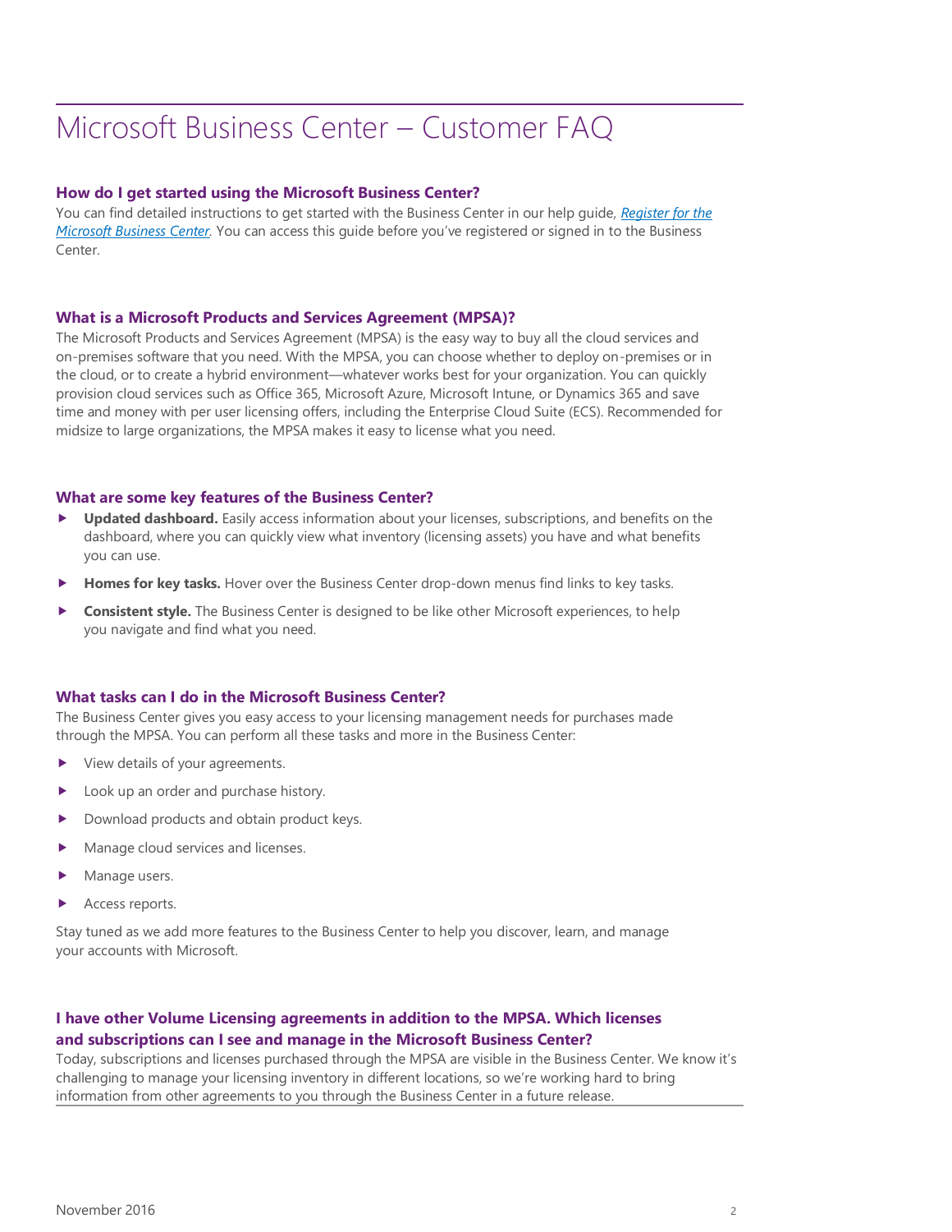# Microsoft Business Center – Customer FAQ

### How do I get started using the Microsoft Business Center?

You can find detailed instructions to get started with the Business Center in our help guide, *Register for the Microsoft Business Center*. You can access this guide before you've registered or signed in to the Business Center.

### What is a Microsoft Products and Services Agreement (MPSA)?

The Microsoft Products and Services Agreement (MPSA) is the easy way to buy all the cloud services and on-premises software that you need. With the MPSA, you can choose whether to deploy on-premises or in the cloud, or to create a hybrid environment—whatever works best for your organization. You can quickly provision cloud services such as Office 365, Microsoft Azure, Microsoft Intune, or Dynamics 365 and save time and money with per user licensing offers, including the Enterprise Cloud Suite (ECS). Recommended for midsize to large organizations, the MPSA makes it easy to license what you need.

### What are some key features of the Business Center?

- **Updated dashboard.** Easily access information about your licenses, subscriptions, and benefits on the dashboard, where you can quickly view what inventory (licensing assets) you have and what benefits you can use.
- **Homes for key tasks.** Hover over the Business Center drop-down menus find links to key tasks.
- **Consistent style.** The Business Center is designed to be like other Microsoft experiences, to help you navigate and find what you need.

### What tasks can I do in the Microsoft Business Center?

The Business Center gives you easy access to your licensing management needs for purchases made through the MPSA. You can perform all these tasks and more in the Business Center:

- View details of your agreements.
- Look up an order and purchase history.
- Download products and obtain product keys.
- Manage cloud services and licenses.
- Manage users.
- Access reports.

Stay tuned as we add more features to the Business Center to help you discover, learn, and manage your accounts with Microsoft.

### I have other Volume Licensing agreements in addition to the MPSA. Which licenses and subscriptions can I see and manage in the Microsoft Business Center?

Today, subscriptions and licenses purchased through the MPSA are visible in the Business Center. We know it's challenging to manage your licensing inventory in different locations, so we're working hard to bring information from other agreements to you through the Business Center in a future release.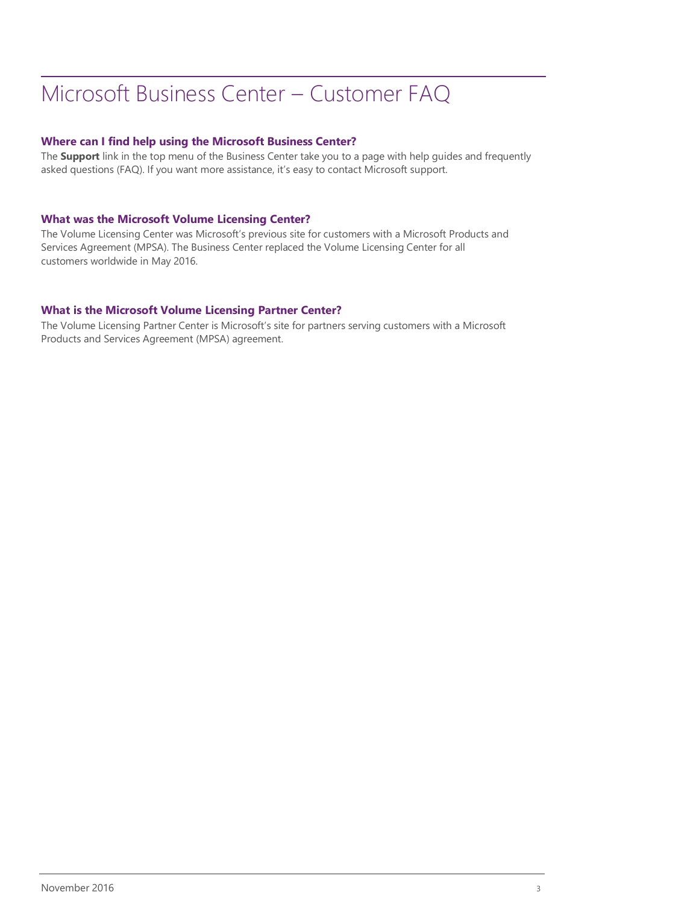# Microsoft Business Center – Customer FAQ

### Where can I find help using the Microsoft Business Center?

The **Support** link in the top menu of the Business Center take you to a page with help guides and frequently asked questions (FAQ). If you want more assistance, it's easy to contact Microsoft support.

### What was the Microsoft Volume Licensing Center?

The Volume Licensing Center was Microsoft's previous site for customers with a Microsoft Products and Services Agreement (MPSA). The Business Center replaced the Volume Licensing Center for all customers worldwide in May 2016.

### What is the Microsoft Volume Licensing Partner Center?

The Volume Licensing Partner Center is Microsoft's site for partners serving customers with a Microsoft Products and Services Agreement (MPSA) agreement.